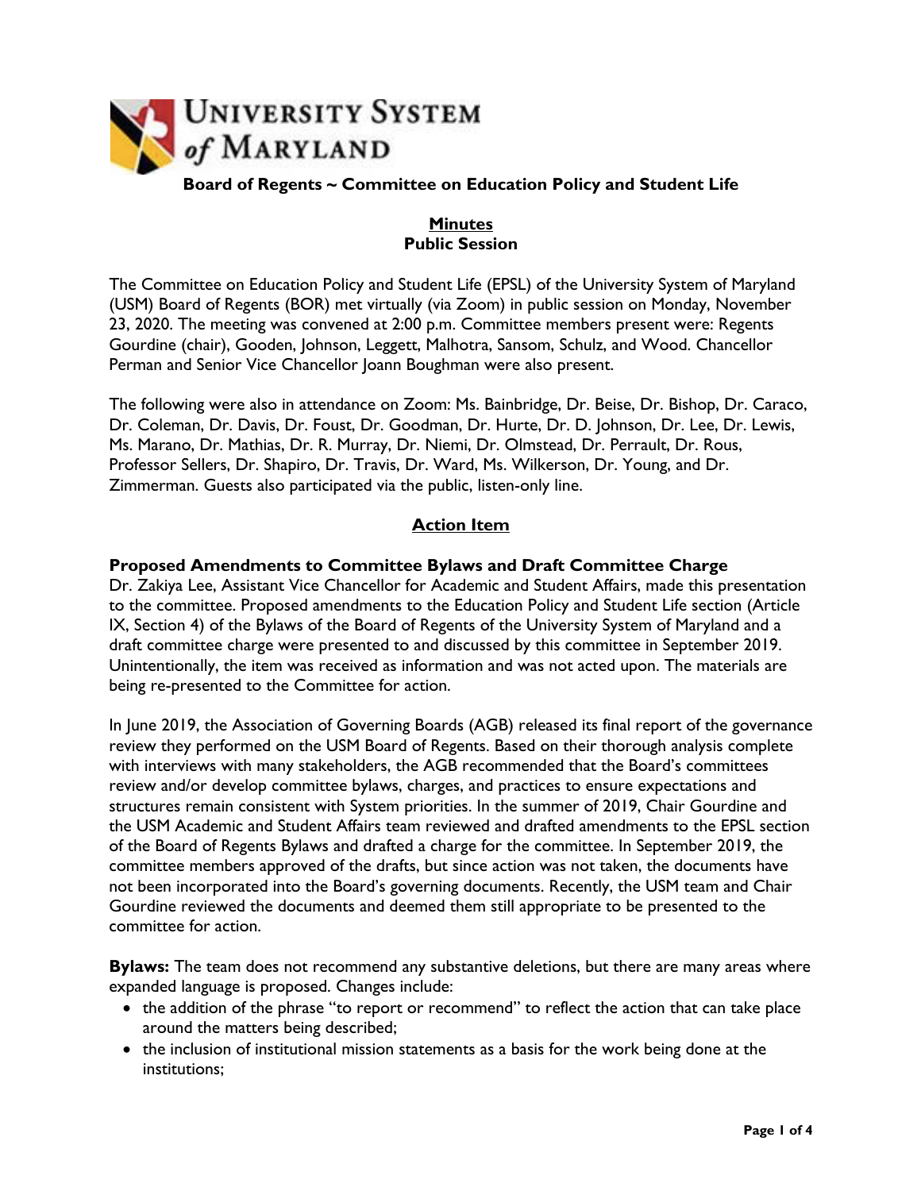**UNIVERSITY SYSTEM *of* MARYLAND**

**Board of Regents ~ Committee on Education Policy and Student Life**

**Minutes**
**Public Session**

The Committee on Education Policy and Student Life (EPSL) of the University System of Maryland (USM) Board of Regents (BOR) met virtually (via Zoom) in public session on Monday, November 23, 2020. The meeting was convened at 2:00 p.m. Committee members present were: Regents Gourdine (chair), Gooden, Johnson, Leggett, Malhotra, Sansom, Schulz, and Wood. Chancellor Perman and Senior Vice Chancellor Joann Boughman were also present.

The following were also in attendance on Zoom: Ms. Bainbridge, Dr. Beise, Dr. Bishop, Dr. Caraco, Dr. Coleman, Dr. Davis, Dr. Foust, Dr. Goodman, Dr. Hurte, Dr. D. Johnson, Dr. Lee, Dr. Lewis, Ms. Marano, Dr. Mathias, Dr. R. Murray, Dr. Niemi, Dr. Olmstead, Dr. Perrault, Dr. Rous, Professor Sellers, Dr. Shapiro, Dr. Travis, Dr. Ward, Ms. Wilkerson, Dr. Young, and Dr. Zimmerman. Guests also participated via the public, listen-only line.

## Action Item

### Proposed Amendments to Committee Bylaws and Draft Committee Charge

Dr. Zakiya Lee, Assistant Vice Chancellor for Academic and Student Affairs, made this presentation to the committee. Proposed amendments to the Education Policy and Student Life section (Article IX, Section 4) of the Bylaws of the Board of Regents of the University System of Maryland and a draft committee charge were presented to and discussed by this committee in September 2019. Unintentionally, the item was received as information and was not acted upon. The materials are being re-presented to the Committee for action.

In June 2019, the Association of Governing Boards (AGB) released its final report of the governance review they performed on the USM Board of Regents. Based on their thorough analysis complete with interviews with many stakeholders, the AGB recommended that the Board's committees review and/or develop committee bylaws, charges, and practices to ensure expectations and structures remain consistent with System priorities. In the summer of 2019, Chair Gourdine and the USM Academic and Student Affairs team reviewed and drafted amendments to the EPSL section of the Board of Regents Bylaws and drafted a charge for the committee. In September 2019, the committee members approved of the drafts, but since action was not taken, the documents have not been incorporated into the Board's governing documents. Recently, the USM team and Chair Gourdine reviewed the documents and deemed them still appropriate to be presented to the committee for action.

**Bylaws:** The team does not recommend any substantive deletions, but there are many areas where expanded language is proposed. Changes include:

- the addition of the phrase "to report or recommend" to reflect the action that can take place around the matters being described;
- the inclusion of institutional mission statements as a basis for the work being done at the institutions;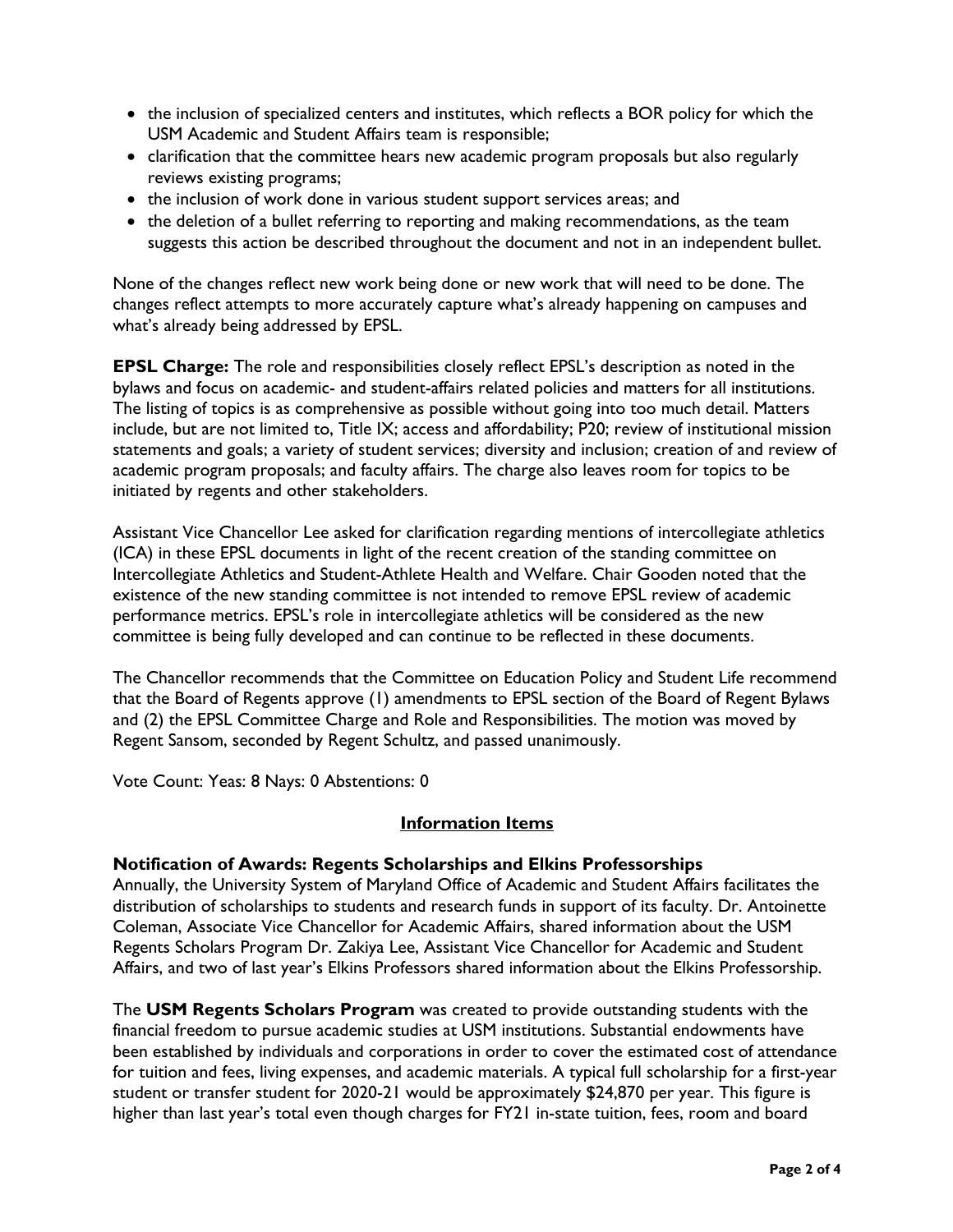- the inclusion of specialized centers and institutes, which reflects a BOR policy for which the USM Academic and Student Affairs team is responsible;
- clarification that the committee hears new academic program proposals but also regularly reviews existing programs;
- the inclusion of work done in various student support services areas; and
- the deletion of a bullet referring to reporting and making recommendations, as the team suggests this action be described throughout the document and not in an independent bullet.

None of the changes reflect new work being done or new work that will need to be done. The changes reflect attempts to more accurately capture what's already happening on campuses and what's already being addressed by EPSL.

**EPSL Charge:** The role and responsibilities closely reflect EPSL's description as noted in the bylaws and focus on academic- and student-affairs related policies and matters for all institutions. The listing of topics is as comprehensive as possible without going into too much detail. Matters include, but are not limited to, Title IX; access and affordability; P20; review of institutional mission statements and goals; a variety of student services; diversity and inclusion; creation of and review of academic program proposals; and faculty affairs. The charge also leaves room for topics to be initiated by regents and other stakeholders.

Assistant Vice Chancellor Lee asked for clarification regarding mentions of intercollegiate athletics (ICA) in these EPSL documents in light of the recent creation of the standing committee on Intercollegiate Athletics and Student-Athlete Health and Welfare. Chair Gooden noted that the existence of the new standing committee is not intended to remove EPSL review of academic performance metrics. EPSL's role in intercollegiate athletics will be considered as the new committee is being fully developed and can continue to be reflected in these documents.

The Chancellor recommends that the Committee on Education Policy and Student Life recommend that the Board of Regents approve (1) amendments to EPSL section of the Board of Regent Bylaws and (2) the EPSL Committee Charge and Role and Responsibilities. The motion was moved by Regent Sansom, seconded by Regent Schultz, and passed unanimously.

Vote Count: Yeas: 8 Nays: 0 Abstentions: 0

## Information Items

**Notification of Awards: Regents Scholarships and Elkins Professorships**

Annually, the University System of Maryland Office of Academic and Student Affairs facilitates the distribution of scholarships to students and research funds in support of its faculty. Dr. Antoinette Coleman, Associate Vice Chancellor for Academic Affairs, shared information about the USM Regents Scholars Program Dr. Zakiya Lee, Assistant Vice Chancellor for Academic and Student Affairs, and two of last year's Elkins Professors shared information about the Elkins Professorship.

The **USM Regents Scholars Program** was created to provide outstanding students with the financial freedom to pursue academic studies at USM institutions. Substantial endowments have been established by individuals and corporations in order to cover the estimated cost of attendance for tuition and fees, living expenses, and academic materials. A typical full scholarship for a first-year student or transfer student for 2020-21 would be approximately $24,870 per year. This figure is higher than last year's total even though charges for FY21 in-state tuition, fees, room and board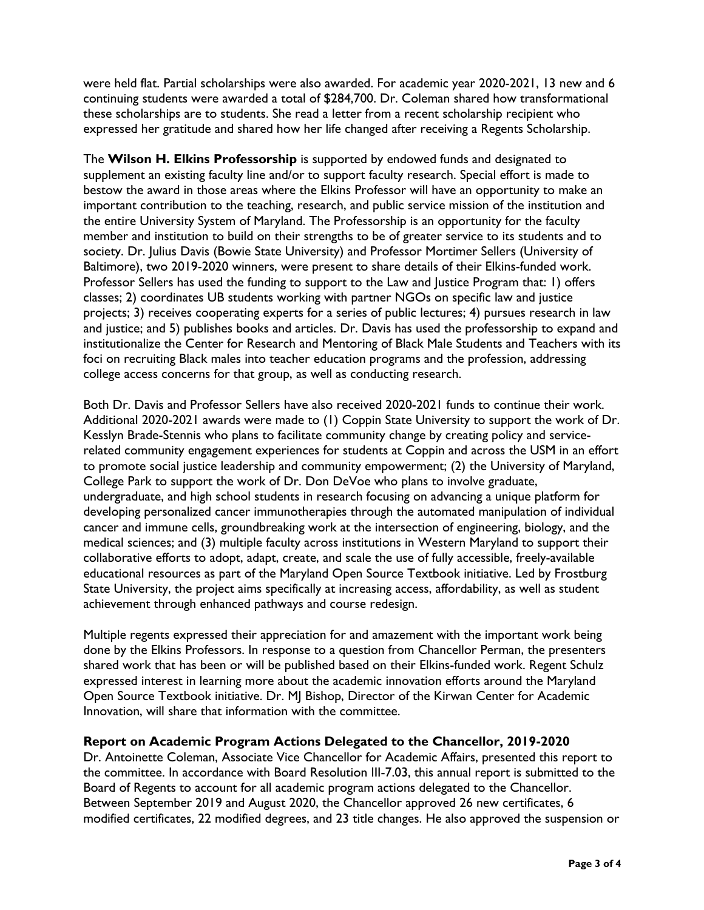were held flat. Partial scholarships were also awarded. For academic year 2020-2021, 13 new and 6 continuing students were awarded a total of $284,700. Dr. Coleman shared how transformational these scholarships are to students. She read a letter from a recent scholarship recipient who expressed her gratitude and shared how her life changed after receiving a Regents Scholarship.

The **Wilson H. Elkins Professorship** is supported by endowed funds and designated to supplement an existing faculty line and/or to support faculty research. Special effort is made to bestow the award in those areas where the Elkins Professor will have an opportunity to make an important contribution to the teaching, research, and public service mission of the institution and the entire University System of Maryland. The Professorship is an opportunity for the faculty member and institution to build on their strengths to be of greater service to its students and to society. Dr. Julius Davis (Bowie State University) and Professor Mortimer Sellers (University of Baltimore), two 2019-2020 winners, were present to share details of their Elkins-funded work. Professor Sellers has used the funding to support to the Law and Justice Program that: 1) offers classes; 2) coordinates UB students working with partner NGOs on specific law and justice projects; 3) receives cooperating experts for a series of public lectures; 4) pursues research in law and justice; and 5) publishes books and articles. Dr. Davis has used the professorship to expand and institutionalize the Center for Research and Mentoring of Black Male Students and Teachers with its foci on recruiting Black males into teacher education programs and the profession, addressing college access concerns for that group, as well as conducting research.

Both Dr. Davis and Professor Sellers have also received 2020-2021 funds to continue their work. Additional 2020-2021 awards were made to (1) Coppin State University to support the work of Dr. Kesslyn Brade-Stennis who plans to facilitate community change by creating policy and service-related community engagement experiences for students at Coppin and across the USM in an effort to promote social justice leadership and community empowerment; (2) the University of Maryland, College Park to support the work of Dr. Don DeVoe who plans to involve graduate, undergraduate, and high school students in research focusing on advancing a unique platform for developing personalized cancer immunotherapies through the automated manipulation of individual cancer and immune cells, groundbreaking work at the intersection of engineering, biology, and the medical sciences; and (3) multiple faculty across institutions in Western Maryland to support their collaborative efforts to adopt, adapt, create, and scale the use of fully accessible, freely-available educational resources as part of the Maryland Open Source Textbook initiative. Led by Frostburg State University, the project aims specifically at increasing access, affordability, as well as student achievement through enhanced pathways and course redesign.

Multiple regents expressed their appreciation for and amazement with the important work being done by the Elkins Professors. In response to a question from Chancellor Perman, the presenters shared work that has been or will be published based on their Elkins-funded work. Regent Schulz expressed interest in learning more about the academic innovation efforts around the Maryland Open Source Textbook initiative. Dr. MJ Bishop, Director of the Kirwan Center for Academic Innovation, will share that information with the committee.

**Report on Academic Program Actions Delegated to the Chancellor, 2019-2020**
Dr. Antoinette Coleman, Associate Vice Chancellor for Academic Affairs, presented this report to the committee. In accordance with Board Resolution III-7.03, this annual report is submitted to the Board of Regents to account for all academic program actions delegated to the Chancellor. Between September 2019 and August 2020, the Chancellor approved 26 new certificates, 6 modified certificates, 22 modified degrees, and 23 title changes. He also approved the suspension or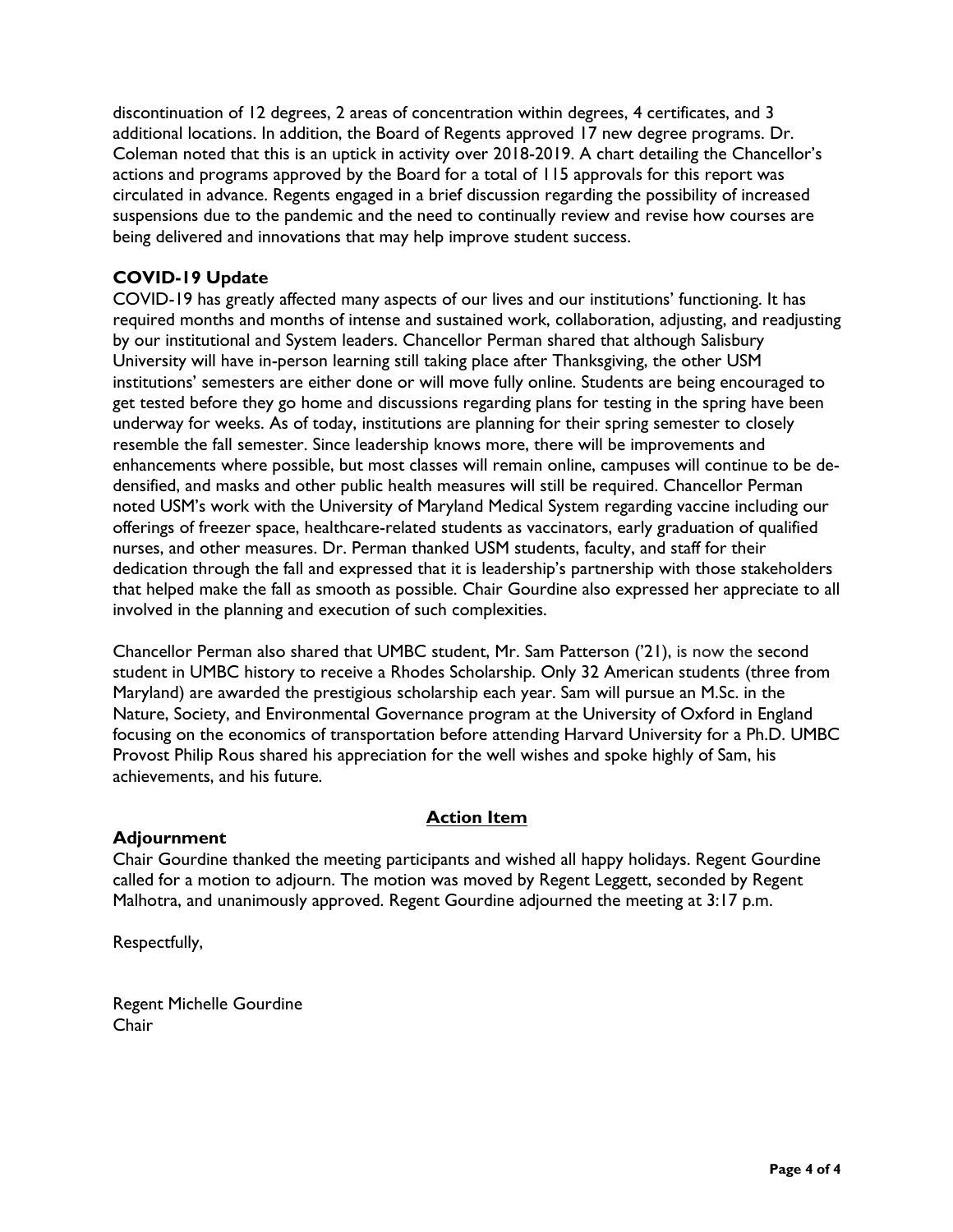discontinuation of 12 degrees, 2 areas of concentration within degrees, 4 certificates, and 3 additional locations. In addition, the Board of Regents approved 17 new degree programs. Dr. Coleman noted that this is an uptick in activity over 2018-2019. A chart detailing the Chancellor's actions and programs approved by the Board for a total of 115 approvals for this report was circulated in advance. Regents engaged in a brief discussion regarding the possibility of increased suspensions due to the pandemic and the need to continually review and revise how courses are being delivered and innovations that may help improve student success.

**COVID-19 Update**

COVID-19 has greatly affected many aspects of our lives and our institutions' functioning. It has required months and months of intense and sustained work, collaboration, adjusting, and readjusting by our institutional and System leaders. Chancellor Perman shared that although Salisbury University will have in-person learning still taking place after Thanksgiving, the other USM institutions' semesters are either done or will move fully online. Students are being encouraged to get tested before they go home and discussions regarding plans for testing in the spring have been underway for weeks. As of today, institutions are planning for their spring semester to closely resemble the fall semester. Since leadership knows more, there will be improvements and enhancements where possible, but most classes will remain online, campuses will continue to be de-densified, and masks and other public health measures will still be required. Chancellor Perman noted USM's work with the University of Maryland Medical System regarding vaccine including our offerings of freezer space, healthcare-related students as vaccinators, early graduation of qualified nurses, and other measures. Dr. Perman thanked USM students, faculty, and staff for their dedication through the fall and expressed that it is leadership's partnership with those stakeholders that helped make the fall as smooth as possible. Chair Gourdine also expressed her appreciate to all involved in the planning and execution of such complexities.

Chancellor Perman also shared that UMBC student, Mr. Sam Patterson ('21), is now the second student in UMBC history to receive a Rhodes Scholarship. Only 32 American students (three from Maryland) are awarded the prestigious scholarship each year. Sam will pursue an M.Sc. in the Nature, Society, and Environmental Governance program at the University of Oxford in England focusing on the economics of transportation before attending Harvard University for a Ph.D. UMBC Provost Philip Rous shared his appreciation for the well wishes and spoke highly of Sam, his achievements, and his future.

## Action Item

**Adjournment**

Chair Gourdine thanked the meeting participants and wished all happy holidays. Regent Gourdine called for a motion to adjourn. The motion was moved by Regent Leggett, seconded by Regent Malhotra, and unanimously approved. Regent Gourdine adjourned the meeting at 3:17 p.m.

Respectfully,

Regent Michelle Gourdine
Chair